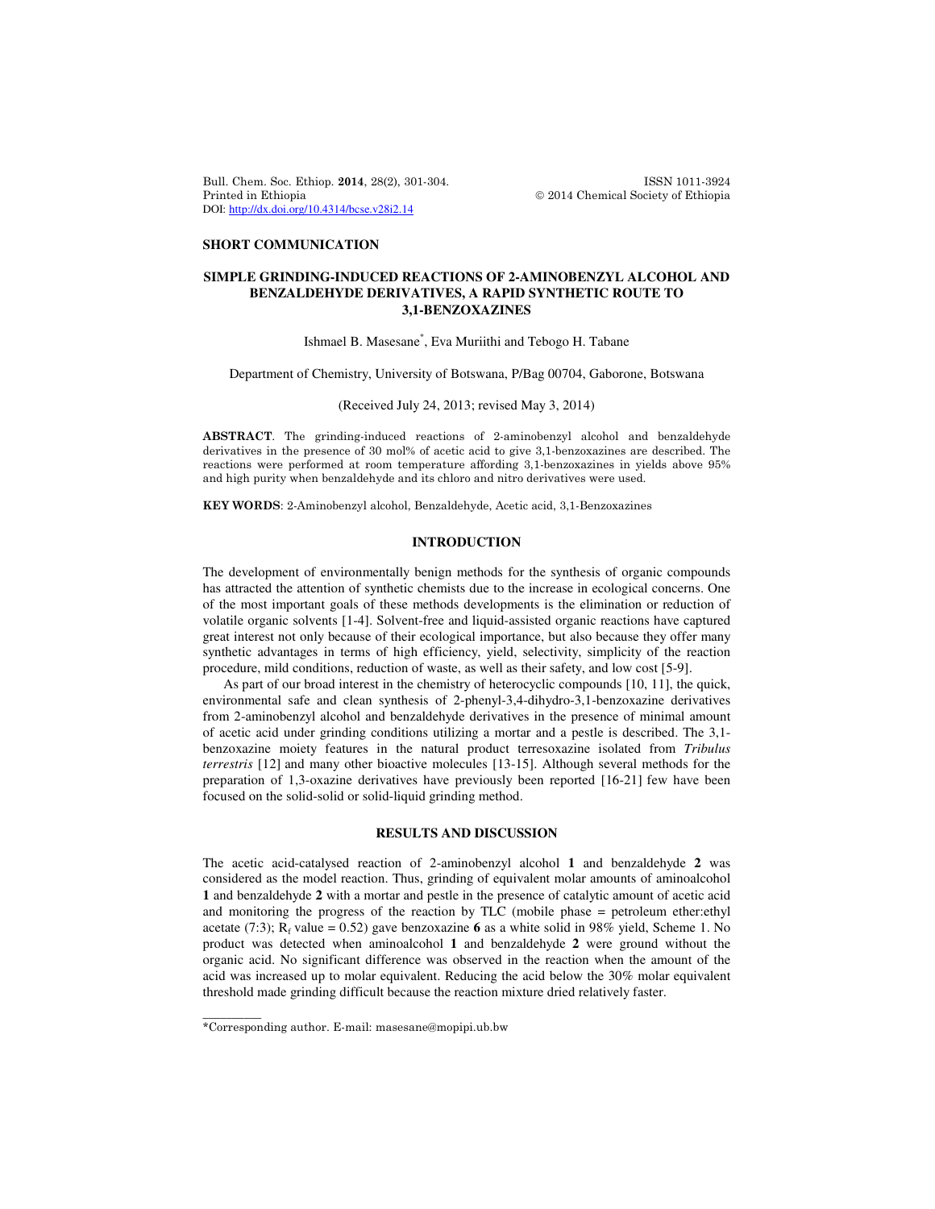**SHORT COMMUNICATION**

# SIMPLE GRINDING-INDUCED REACTIONS OF 2-AMINOBENZYL ALCOHOL AND BENZALDEHYDE DERIVATIVES, A RAPID SYNTHETIC ROUTE TO 3,1-BENZOXAZINES

Ishmael B. Masesane*, Eva Muriithi and Tebogo H. Tabane

Department of Chemistry, University of Botswana, P/Bag 00704, Gaborone, Botswana

(Received July 24, 2013; revised May 3, 2014)

**ABSTRACT**. The grinding-induced reactions of 2-aminobenzyl alcohol and benzaldehyde derivatives in the presence of 30 mol% of acetic acid to give 3,1-benzoxazines are described. The reactions were performed at room temperature affording 3,1-benzoxazines in yields above 95% and high purity when benzaldehyde and its chloro and nitro derivatives were used.

**KEY WORDS**: 2-Aminobenzyl alcohol, Benzaldehyde, Acetic acid, 3,1-Benzoxazines

## INTRODUCTION

The development of environmentally benign methods for the synthesis of organic compounds has attracted the attention of synthetic chemists due to the increase in ecological concerns. One of the most important goals of these methods developments is the elimination or reduction of volatile organic solvents [1-4]. Solvent-free and liquid-assisted organic reactions have captured great interest not only because of their ecological importance, but also because they offer many synthetic advantages in terms of high efficiency, yield, selectivity, simplicity of the reaction procedure, mild conditions, reduction of waste, as well as their safety, and low cost [5-9].

As part of our broad interest in the chemistry of heterocyclic compounds [10, 11], the quick, environmental safe and clean synthesis of 2-phenyl-3,4-dihydro-3,1-benzoxazine derivatives from 2-aminobenzyl alcohol and benzaldehyde derivatives in the presence of minimal amount of acetic acid under grinding conditions utilizing a mortar and a pestle is described. The 3,1-benzoxazine moiety features in the natural product terresoxazine isolated from *Tribulus terrestris* [12] and many other bioactive molecules [13-15]. Although several methods for the preparation of 1,3-oxazine derivatives have previously been reported [16-21] few have been focused on the solid-solid or solid-liquid grinding method.

## RESULTS AND DISCUSSION

The acetic acid-catalysed reaction of 2-aminobenzyl alcohol **1** and benzaldehyde **2** was considered as the model reaction. Thus, grinding of equivalent molar amounts of aminoalcohol **1** and benzaldehyde **2** with a mortar and pestle in the presence of catalytic amount of acetic acid and monitoring the progress of the reaction by TLC (mobile phase = petroleum ether:ethyl acetate (7:3); $R_f$ value = 0.52) gave benzoxazine **6** as a white solid in 98% yield, Scheme 1. No product was detected when aminoalcohol **1** and benzaldehyde **2** were ground without the organic acid. No significant difference was observed in the reaction when the amount of the acid was increased up to molar equivalent. Reducing the acid below the 30% molar equivalent threshold made grinding difficult because the reaction mixture dried relatively faster.

*Corresponding author. E-mail: masesane@mopipi.ub.bw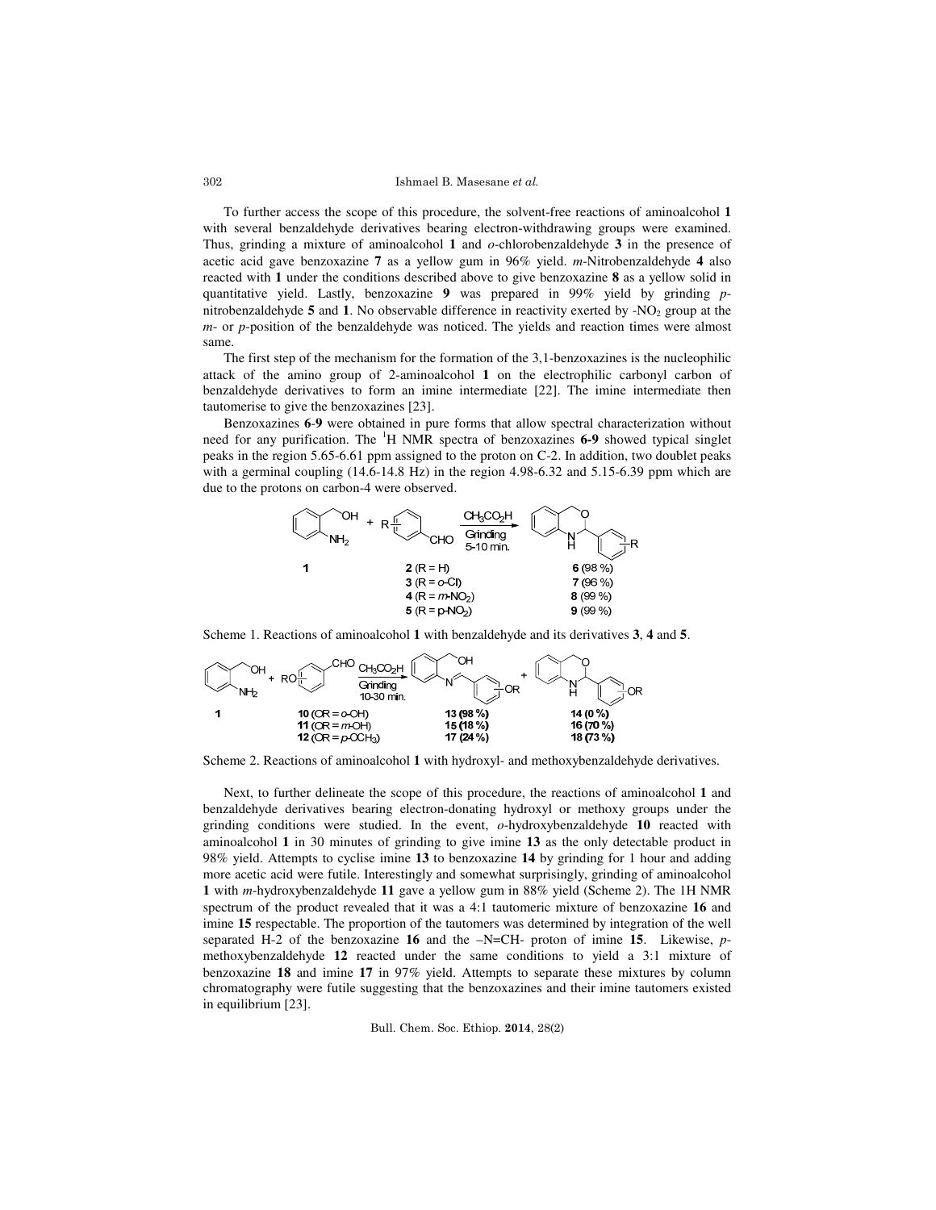To further access the scope of this procedure, the solvent-free reactions of aminoalcohol **1** with several benzaldehyde derivatives bearing electron-withdrawing groups were examined. Thus, grinding a mixture of aminoalcohol **1** and *o*-chlorobenzaldehyde **3** in the presence of acetic acid gave benzoxazine **7** as a yellow gum in 96% yield. *m*-Nitrobenzaldehyde **4** also reacted with **1** under the conditions described above to give benzoxazine **8** as a yellow solid in quantitative yield. Lastly, benzoxazine **9** was prepared in 99% yield by grinding *p*-nitrobenzaldehyde **5** and **1**. No observable difference in reactivity exerted by -$NO_2$ group at the *m*- or *p*-position of the benzaldehyde was noticed. The yields and reaction times were almost same.

The first step of the mechanism for the formation of the 3,1-benzoxazines is the nucleophilic attack of the amino group of 2-aminoalcohol **1** on the electrophilic carbonyl carbon of benzaldehyde derivatives to form an imine intermediate [22]. The imine intermediate then tautomerise to give the benzoxazines [23].

Benzoxazines **6**-**9** were obtained in pure forms that allow spectral characterization without need for any purification. The $^1$H NMR spectra of benzoxazines **6-9** showed typical singlet peaks in the region 5.65-6.61 ppm assigned to the proton on C-2. In addition, two doublet peaks with a germinal coupling (14.6-14.8 Hz) in the region 4.98-6.32 and 5.15-6.39 ppm which are due to the protons on carbon-4 were observed.

**1** + **2** (R = H) → **6** (98 %)
**1** + **3** (R = *o*-Cl) → **7** (96 %)
**1** + **4** (R = *m*-$NO_2$) → **8** (99 %)
**1** + **5** (R = p-$NO_2$) → **9** (99 %)

($CH_3CO_2H$, Grinding, 5-10 min.)

Scheme 1. Reactions of aminoalcohol **1** with benzaldehyde and its derivatives **3**, **4** and **5**.

**1** + **10** (OR = *o*-OH) → **13** (98 %) + **14** (0 %)
**1** + **11** (OR = *m*-OH) → **15** (18 %) + **16** (70 %)
**1** + **12** (OR = *p*-$OCH_3$) → **17** (24 %) + **18** (73 %)

($CH_3CO_2H$, Grinding, 10-30 min.)

Scheme 2. Reactions of aminoalcohol **1** with hydroxyl- and methoxybenzaldehyde derivatives.

Next, to further delineate the scope of this procedure, the reactions of aminoalcohol **1** and benzaldehyde derivatives bearing electron-donating hydroxyl or methoxy groups under the grinding conditions were studied. In the event, *o*-hydroxybenzaldehyde **10** reacted with aminoalcohol **1** in 30 minutes of grinding to give imine **13** as the only detectable product in 98% yield. Attempts to cyclise imine **13** to benzoxazine **14** by grinding for 1 hour and adding more acetic acid were futile. Interestingly and somewhat surprisingly, grinding of aminoalcohol **1** with *m*-hydroxybenzaldehyde **11** gave a yellow gum in 88% yield (Scheme 2). The 1H NMR spectrum of the product revealed that it was a 4:1 tautomeric mixture of benzoxazine **16** and imine **15** respectable. The proportion of the tautomers was determined by integration of the well separated H-2 of the benzoxazine **16** and the –N=CH- proton of imine **15**. Likewise, *p*-methoxybenzaldehyde **12** reacted under the same conditions to yield a 3:1 mixture of benzoxazine **18** and imine **17** in 97% yield. Attempts to separate these mixtures by column chromatography were futile suggesting that the benzoxazines and their imine tautomers existed in equilibrium [23].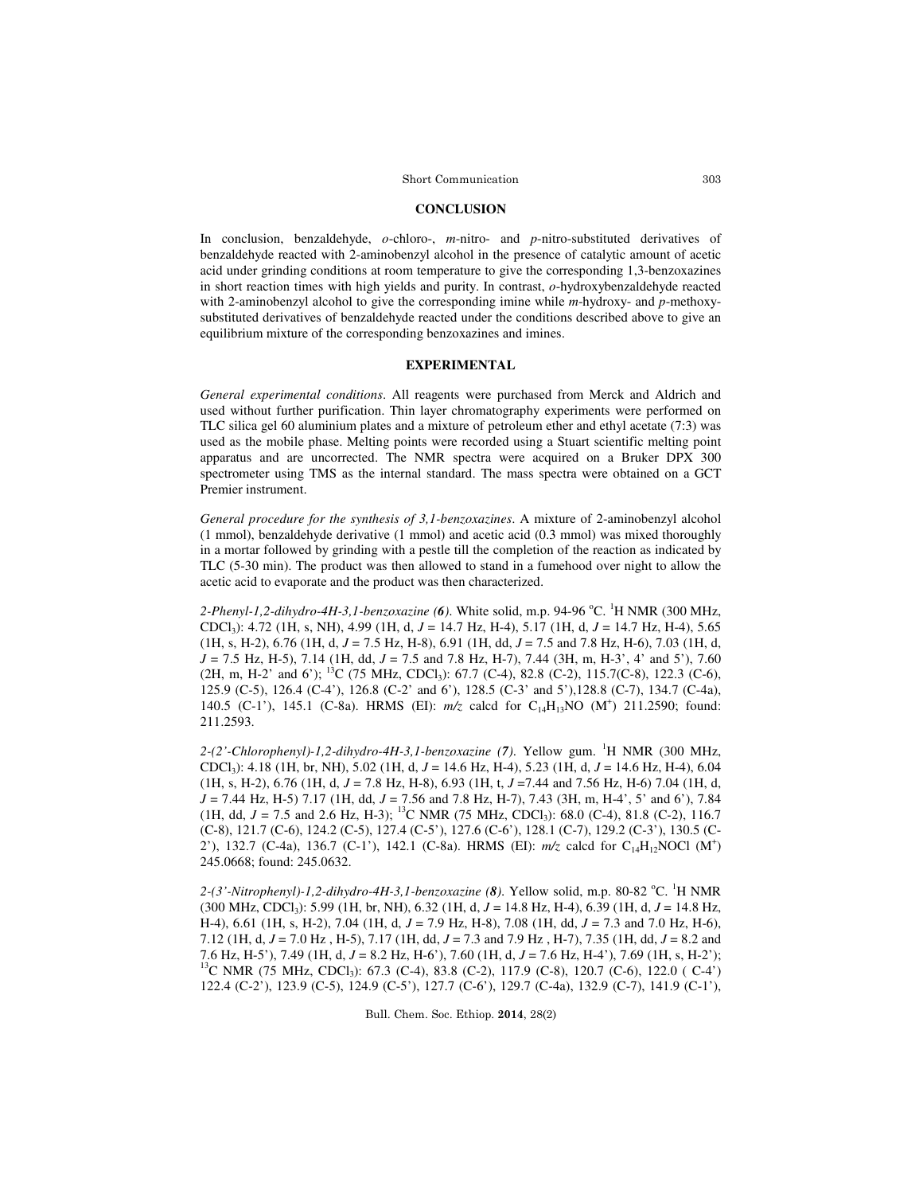## CONCLUSION

In conclusion, benzaldehyde, *o*-chloro-, *m*-nitro- and *p*-nitro-substituted derivatives of benzaldehyde reacted with 2-aminobenzyl alcohol in the presence of catalytic amount of acetic acid under grinding conditions at room temperature to give the corresponding 1,3-benzoxazines in short reaction times with high yields and purity. In contrast, *o*-hydroxybenzaldehyde reacted with 2-aminobenzyl alcohol to give the corresponding imine while *m*-hydroxy- and *p*-methoxy-substituted derivatives of benzaldehyde reacted under the conditions described above to give an equilibrium mixture of the corresponding benzoxazines and imines.

## EXPERIMENTAL

*General experimental conditions*. All reagents were purchased from Merck and Aldrich and used without further purification. Thin layer chromatography experiments were performed on TLC silica gel 60 aluminium plates and a mixture of petroleum ether and ethyl acetate (7:3) was used as the mobile phase. Melting points were recorded using a Stuart scientific melting point apparatus and are uncorrected. The NMR spectra were acquired on a Bruker DPX 300 spectrometer using TMS as the internal standard. The mass spectra were obtained on a GCT Premier instrument.

*General procedure for the synthesis of 3,1-benzoxazines*. A mixture of 2-aminobenzyl alcohol (1 mmol), benzaldehyde derivative (1 mmol) and acetic acid (0.3 mmol) was mixed thoroughly in a mortar followed by grinding with a pestle till the completion of the reaction as indicated by TLC (5-30 min). The product was then allowed to stand in a fumehood over night to allow the acetic acid to evaporate and the product was then characterized.

*2-Phenyl-1,2-dihydro-4H-3,1-benzoxazine (**6**)*. White solid, m.p. 94-96 °C. $^1$H NMR (300 MHz, $CDCl_3$): 4.72 (1H, s, NH), 4.99 (1H, d, *J* = 14.7 Hz, H-4), 5.17 (1H, d, *J* = 14.7 Hz, H-4), 5.65 (1H, s, H-2), 6.76 (1H, d, *J* = 7.5 Hz, H-8), 6.91 (1H, dd, *J* = 7.5 and 7.8 Hz, H-6), 7.03 (1H, d, *J* = 7.5 Hz, H-5), 7.14 (1H, dd, *J* = 7.5 and 7.8 Hz, H-7), 7.44 (3H, m, H-3', 4' and 5'), 7.60 (2H, m, H-2' and 6'); $^{13}$C (75 MHz, $CDCl_3$): 67.7 (C-4), 82.8 (C-2), 115.7(C-8), 122.3 (C-6), 125.9 (C-5), 126.4 (C-4'), 126.8 (C-2' and 6'), 128.5 (C-3' and 5'),128.8 (C-7), 134.7 (C-4a), 140.5 (C-1'), 145.1 (C-8a). HRMS (EI): *m/z* calcd for $C_{14}H_{13}NO$ ($M^+$) 211.2590; found: 211.2593.

*2-(2'-Chlorophenyl)-1,2-dihydro-4H-3,1-benzoxazine (**7**)*. Yellow gum. $^1$H NMR (300 MHz, $CDCl_3$): 4.18 (1H, br, NH), 5.02 (1H, d, *J* = 14.6 Hz, H-4), 5.23 (1H, d, *J* = 14.6 Hz, H-4), 6.04 (1H, s, H-2), 6.76 (1H, d, *J* = 7.8 Hz, H-8), 6.93 (1H, t, *J* =7.44 and 7.56 Hz, H-6) 7.04 (1H, d, *J* = 7.44 Hz, H-5) 7.17 (1H, dd, *J* = 7.56 and 7.8 Hz, H-7), 7.43 (3H, m, H-4', 5' and 6'), 7.84 (1H, dd, *J* = 7.5 and 2.6 Hz, H-3); $^{13}$C NMR (75 MHz, $CDCl_3$): 68.0 (C-4), 81.8 (C-2), 116.7 (C-8), 121.7 (C-6), 124.2 (C-5), 127.4 (C-5'), 127.6 (C-6'), 128.1 (C-7), 129.2 (C-3'), 130.5 (C-2'), 132.7 (C-4a), 136.7 (C-1'), 142.1 (C-8a). HRMS (EI): *m/z* calcd for $C_{14}H_{12}NOCl$ ($M^+$) 245.0668; found: 245.0632.

*2-(3'-Nitrophenyl)-1,2-dihydro-4H-3,1-benzoxazine (**8**)*. Yellow solid, m.p. 80-82 °C. $^1$H NMR (300 MHz, $CDCl_3$): 5.99 (1H, br, NH), 6.32 (1H, d, *J* = 14.8 Hz, H-4), 6.39 (1H, d, *J* = 14.8 Hz, H-4), 6.61 (1H, s, H-2), 7.04 (1H, d, *J* = 7.9 Hz, H-8), 7.08 (1H, dd, *J* = 7.3 and 7.0 Hz, H-6), 7.12 (1H, d, *J* = 7.0 Hz , H-5), 7.17 (1H, dd, *J* = 7.3 and 7.9 Hz , H-7), 7.35 (1H, dd, *J* = 8.2 and 7.6 Hz, H-5'), 7.49 (1H, d, *J* = 8.2 Hz, H-6'), 7.60 (1H, d, *J* = 7.6 Hz, H-4'), 7.69 (1H, s, H-2'); $^{13}$C NMR (75 MHz, $CDCl_3$): 67.3 (C-4), 83.8 (C-2), 117.9 (C-8), 120.7 (C-6), 122.0 ( C-4') 122.4 (C-2'), 123.9 (C-5), 124.9 (C-5'), 127.7 (C-6'), 129.7 (C-4a), 132.9 (C-7), 141.9 (C-1'),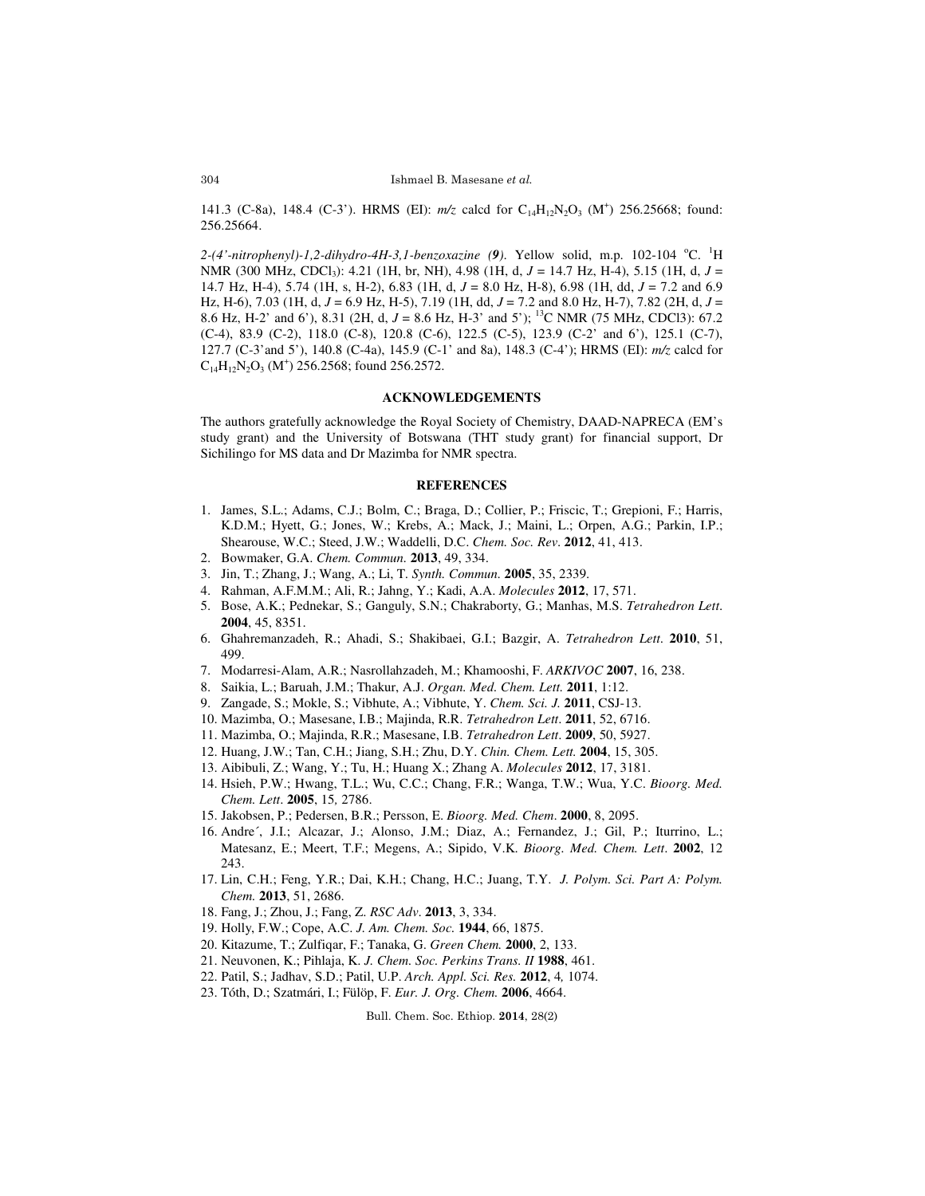141.3 (C-8a), 148.4 (C-3'). HRMS (EI): *m/z* calcd for $C_{14}H_{12}N_2O_3$ ($M^+$) 256.25668; found: 256.25664.

*2-(4'-nitrophenyl)-1,2-dihydro-4H-3,1-benzoxazine (**9**).* Yellow solid, m.p. 102-104 °C. $^1$H NMR (300 MHz, $CDCl_3$): 4.21 (1H, br, NH), 4.98 (1H, d, *J* = 14.7 Hz, H-4), 5.15 (1H, d, *J* = 14.7 Hz, H-4), 5.74 (1H, s, H-2), 6.83 (1H, d, *J* = 8.0 Hz, H-8), 6.98 (1H, dd, *J* = 7.2 and 6.9 Hz, H-6), 7.03 (1H, d, *J* = 6.9 Hz, H-5), 7.19 (1H, dd, *J* = 7.2 and 8.0 Hz, H-7), 7.82 (2H, d, *J* = 8.6 Hz, H-2' and 6'), 8.31 (2H, d, *J* = 8.6 Hz, H-3' and 5'); $^{13}$C NMR (75 MHz, CDCl3): 67.2 (C-4), 83.9 (C-2), 118.0 (C-8), 120.8 (C-6), 122.5 (C-5), 123.9 (C-2' and 6'), 125.1 (C-7), 127.7 (C-3'and 5'), 140.8 (C-4a), 145.9 (C-1' and 8a), 148.3 (C-4'); HRMS (EI): *m/z* calcd for $C_{14}H_{12}N_2O_3$ ($M^+$) 256.2568; found 256.2572.

## ACKNOWLEDGEMENTS

The authors gratefully acknowledge the Royal Society of Chemistry, DAAD-NAPRECA (EM's study grant) and the University of Botswana (THT study grant) for financial support, Dr Sichilingo for MS data and Dr Mazimba for NMR spectra.

## REFERENCES

1. James, S.L.; Adams, C.J.; Bolm, C.; Braga, D.; Collier, P.; Friscic, T.; Grepioni, F.; Harris, K.D.M.; Hyett, G.; Jones, W.; Krebs, A.; Mack, J.; Maini, L.; Orpen, A.G.; Parkin, I.P.; Shearouse, W.C.; Steed, J.W.; Waddelli, D.C. *Chem. Soc. Rev*. **2012**, 41, 413.
2. Bowmaker, G.A. *Chem. Commun*. **2013**, 49, 334.
3. Jin, T.; Zhang, J.; Wang, A.; Li, T. *Synth. Commun*. **2005**, 35, 2339.
4. Rahman, A.F.M.M.; Ali, R.; Jahng, Y.; Kadi, A.A. *Molecules* **2012**, 17, 571.
5. Bose, A.K.; Pednekar, S.; Ganguly, S.N.; Chakraborty, G.; Manhas, M.S. *Tetrahedron Lett*. **2004**, 45, 8351.
6. Ghahremanzadeh, R.; Ahadi, S.; Shakibaei, G.I.; Bazgir, A. *Tetrahedron Lett*. **2010**, 51, 499.
7. Modarresi-Alam, A.R.; Nasrollahzadeh, M.; Khamooshi, F. *ARKIVOC* **2007**, 16, 238.
8. Saikia, L.; Baruah, J.M.; Thakur, A.J. *Organ. Med. Chem. Lett.* **2011**, 1:12.
9. Zangade, S.; Mokle, S.; Vibhute, A.; Vibhute, Y. *Chem. Sci. J.* **2011**, CSJ-13.
10. Mazimba, O.; Masesane, I.B.; Majinda, R.R. *Tetrahedron Lett*. **2011**, 52, 6716.
11. Mazimba, O.; Majinda, R.R.; Masesane, I.B. *Tetrahedron Lett*. **2009**, 50, 5927.
12. Huang, J.W.; Tan, C.H.; Jiang, S.H.; Zhu, D.Y. *Chin. Chem. Lett.* **2004**, 15, 305.
13. Aibibuli, Z.; Wang, Y.; Tu, H.; Huang X.; Zhang A. *Molecules* **2012**, 17, 3181.
14. Hsieh, P.W.; Hwang, T.L.; Wu, C.C.; Chang, F.R.; Wanga, T.W.; Wua, Y.C. *Bioorg. Med. Chem. Lett*. **2005**, 15*,* 2786.
15. Jakobsen, P.; Pedersen, B.R.; Persson, E. *Bioorg. Med. Chem*. **2000**, 8, 2095.
16. Andre´, J.I.; Alcazar, J.; Alonso, J.M.; Diaz, A.; Fernandez, J.; Gil, P.; Iturrino, L.; Matesanz, E.; Meert, T.F.; Megens, A.; Sipido, V.K. *Bioorg. Med. Chem. Lett*. **2002**, 12 243.
17. Lin, C.H.; Feng, Y.R.; Dai, K.H.; Chang, H.C.; Juang, T.Y. *J. Polym. Sci. Part A: Polym. Chem.* **2013**, 51, 2686.
18. Fang, J.; Zhou, J.; Fang, Z. *RSC Adv*. **2013**, 3, 334.
19. Holly, F.W.; Cope, A.C. *J. Am. Chem. Soc.* **1944**, 66, 1875.
20. Kitazume, T.; Zulfiqar, F.; Tanaka, G. *Green Chem.* **2000**, 2, 133.
21. Neuvonen, K.; Pihlaja, K. *J. Chem. Soc. Perkins Trans. II* **1988**, 461.
22. Patil, S.; Jadhav, S.D.; Patil, U.P. *Arch. Appl. Sci. Res.* **2012**, 4*,* 1074.
23. Tóth, D.; Szatmári, I.; Fülöp, F. *Eur. J. Org. Chem.* **2006**, 4664.